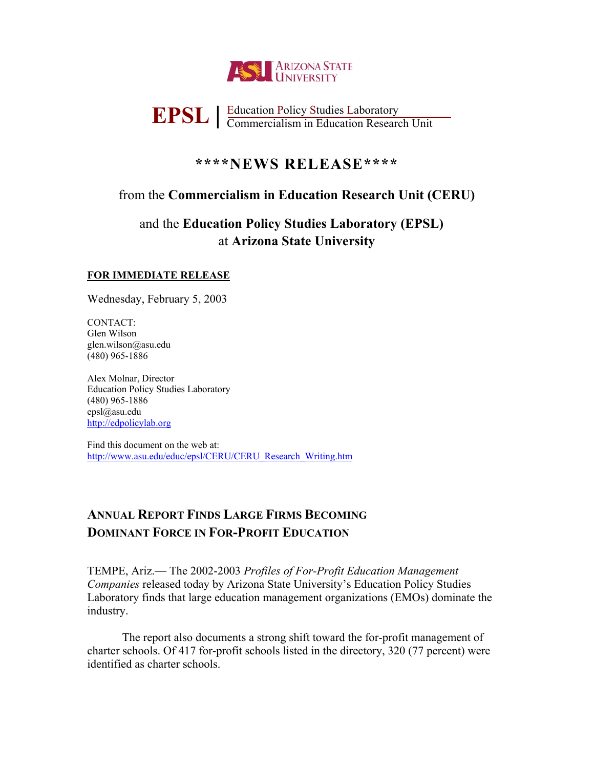ARIZONA STATE UNIVERSITY

**EPSL** | Education Policy Studies Laboratory
Commercialism in Education Research Unit

# ****NEWS RELEASE****

from the **Commercialism in Education Research Unit (CERU)**

and the **Education Policy Studies Laboratory (EPSL)**
at **Arizona State University**

**FOR IMMEDIATE RELEASE**

Wednesday, February 5, 2003

CONTACT:
Glen Wilson
glen.wilson@asu.edu
(480) 965-1886

Alex Molnar, Director
Education Policy Studies Laboratory
(480) 965-1886
epsl@asu.edu
http://edpolicylab.org

Find this document on the web at:
http://www.asu.edu/educ/epsl/CERU/CERU_Research_Writing.htm

## ANNUAL REPORT FINDS LARGE FIRMS BECOMING DOMINANT FORCE IN FOR-PROFIT EDUCATION

TEMPE, Ariz.— The 2002-2003 *Profiles of For-Profit Education Management Companies* released today by Arizona State University's Education Policy Studies Laboratory finds that large education management organizations (EMOs) dominate the industry.

The report also documents a strong shift toward the for-profit management of charter schools. Of 417 for-profit schools listed in the directory, 320 (77 percent) were identified as charter schools.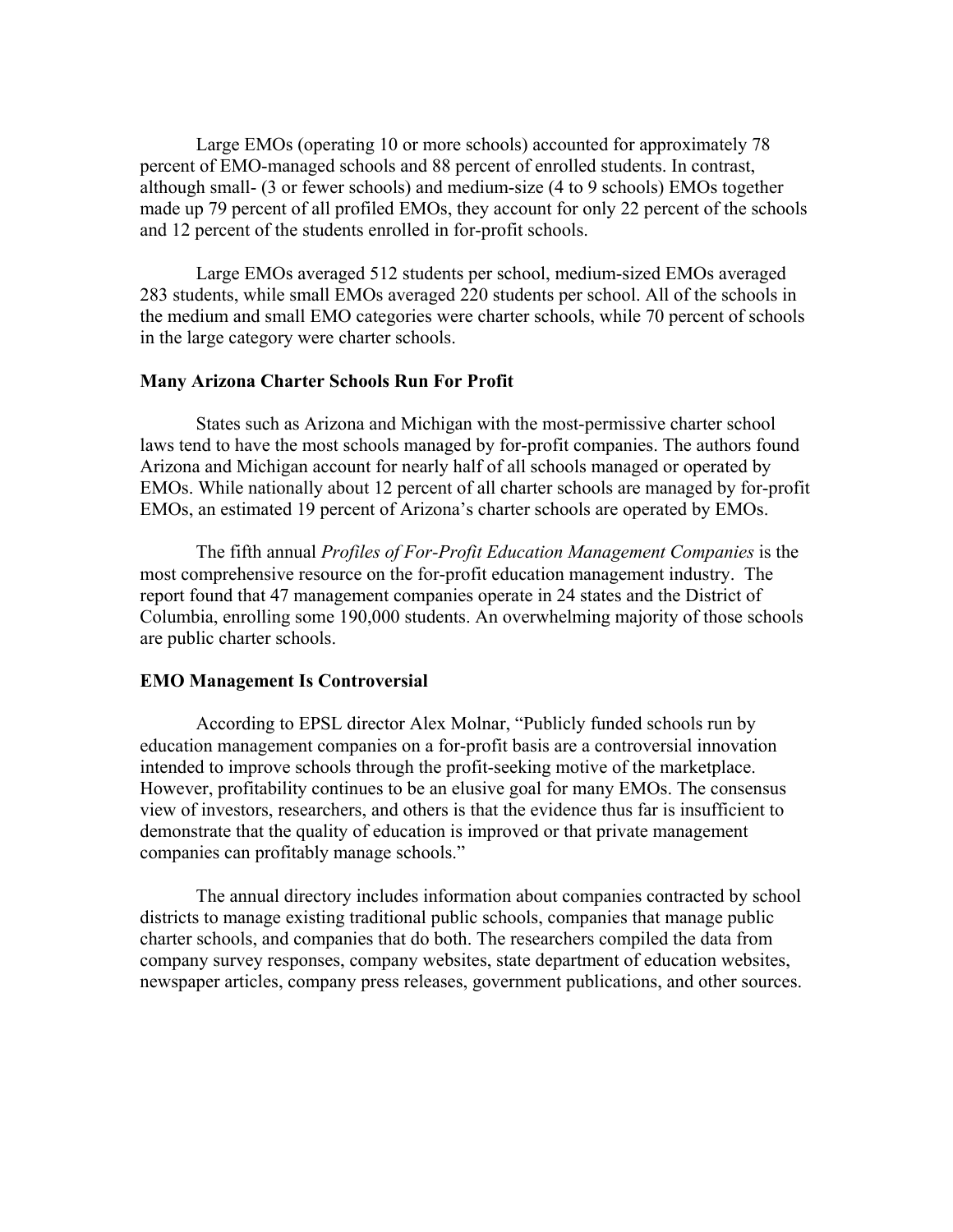Large EMOs (operating 10 or more schools) accounted for approximately 78 percent of EMO-managed schools and 88 percent of enrolled students. In contrast, although small- (3 or fewer schools) and medium-size (4 to 9 schools) EMOs together made up 79 percent of all profiled EMOs, they account for only 22 percent of the schools and 12 percent of the students enrolled in for-profit schools.

Large EMOs averaged 512 students per school, medium-sized EMOs averaged 283 students, while small EMOs averaged 220 students per school. All of the schools in the medium and small EMO categories were charter schools, while 70 percent of schools in the large category were charter schools.

**Many Arizona Charter Schools Run For Profit**

States such as Arizona and Michigan with the most-permissive charter school laws tend to have the most schools managed by for-profit companies. The authors found Arizona and Michigan account for nearly half of all schools managed or operated by EMOs. While nationally about 12 percent of all charter schools are managed by for-profit EMOs, an estimated 19 percent of Arizona's charter schools are operated by EMOs.

The fifth annual *Profiles of For-Profit Education Management Companies* is the most comprehensive resource on the for-profit education management industry. The report found that 47 management companies operate in 24 states and the District of Columbia, enrolling some 190,000 students. An overwhelming majority of those schools are public charter schools.

**EMO Management Is Controversial**

According to EPSL director Alex Molnar, "Publicly funded schools run by education management companies on a for-profit basis are a controversial innovation intended to improve schools through the profit-seeking motive of the marketplace. However, profitability continues to be an elusive goal for many EMOs. The consensus view of investors, researchers, and others is that the evidence thus far is insufficient to demonstrate that the quality of education is improved or that private management companies can profitably manage schools."

The annual directory includes information about companies contracted by school districts to manage existing traditional public schools, companies that manage public charter schools, and companies that do both. The researchers compiled the data from company survey responses, company websites, state department of education websites, newspaper articles, company press releases, government publications, and other sources.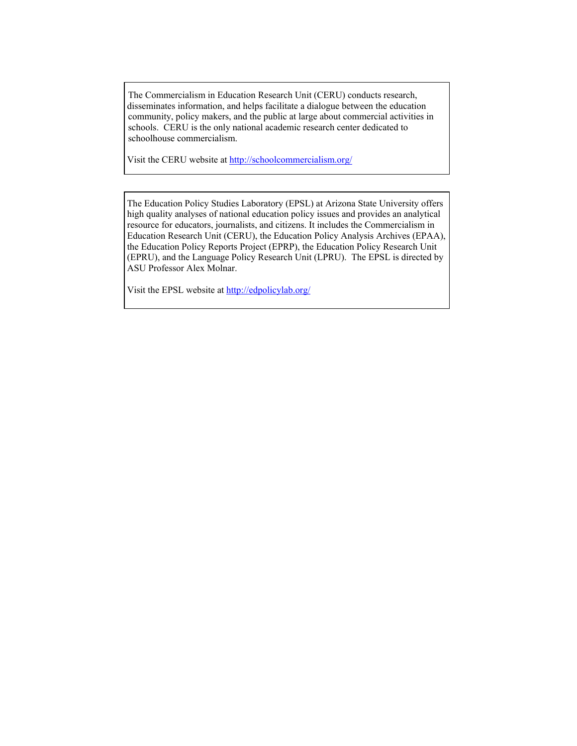The Commercialism in Education Research Unit (CERU) conducts research, disseminates information, and helps facilitate a dialogue between the education community, policy makers, and the public at large about commercial activities in schools. CERU is the only national academic research center dedicated to schoolhouse commercialism.

Visit the CERU website at http://schoolcommercialism.org/

The Education Policy Studies Laboratory (EPSL) at Arizona State University offers high quality analyses of national education policy issues and provides an analytical resource for educators, journalists, and citizens. It includes the Commercialism in Education Research Unit (CERU), the Education Policy Analysis Archives (EPAA), the Education Policy Reports Project (EPRP), the Education Policy Research Unit (EPRU), and the Language Policy Research Unit (LPRU). The EPSL is directed by ASU Professor Alex Molnar.

Visit the EPSL website at http://edpolicylab.org/